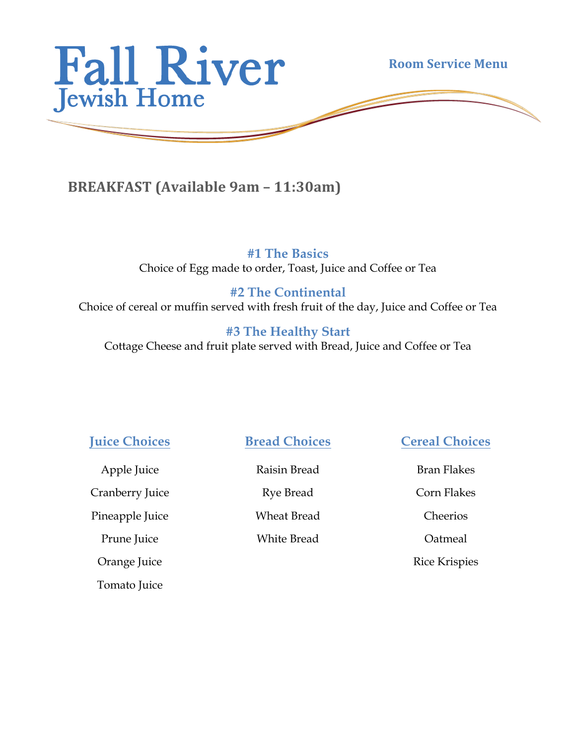# Fall River Jewish Home

Room Service Menu

## BREAKFAST (Available 9am – 11:30am)

### #1 The Basics

Choice of Egg made to order, Toast, Juice and Coffee or Tea

### #2 The Continental

Choice of cereal or muffin served with fresh fruit of the day, Juice and Coffee or Tea

### #3 The Healthy Start

Cottage Cheese and fruit plate served with Bread, Juice and Coffee or Tea

### Juice Choices

Apple Juice

Cranberry Juice

Pineapple Juice

Prune Juice

Orange Juice

Tomato Juice

### Bread Choices

Raisin Bread

Rye Bread

Wheat Bread

White Bread

### Cereal Choices

Bran Flakes

Corn Flakes

Cheerios

Oatmeal

Rice Krispies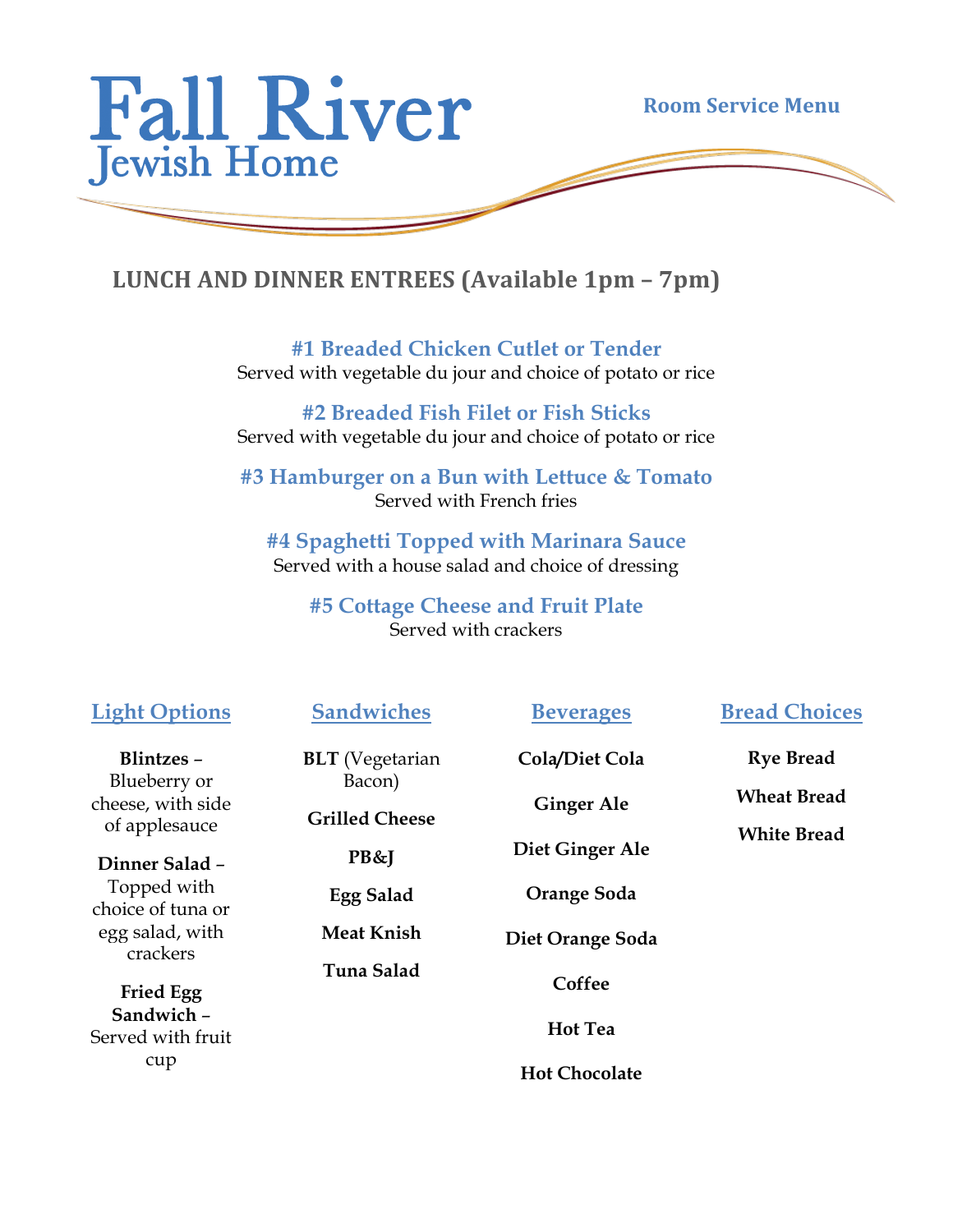# Fall River
## Jewish Home

**Room Service Menu**

## LUNCH AND DINNER ENTREES (Available 1pm – 7pm)

### #1 Breaded Chicken Cutlet or Tender
Served with vegetable du jour and choice of potato or rice

### #2 Breaded Fish Filet or Fish Sticks
Served with vegetable du jour and choice of potato or rice

### #3 Hamburger on a Bun with Lettuce & Tomato
Served with French fries

### #4 Spaghetti Topped with Marinara Sauce
Served with a house salad and choice of dressing

### #5 Cottage Cheese and Fruit Plate
Served with crackers

### Light Options

**Blintzes** – Blueberry or cheese, with side of applesauce

**Dinner Salad** – Topped with choice of tuna or egg salad, with crackers

**Fried Egg Sandwich** – Served with fruit cup

### Sandwiches

**BLT** (Vegetarian Bacon)

**Grilled Cheese**

**PB&J**

**Egg Salad**

**Meat Knish**

**Tuna Salad**

### Beverages

**Cola/Diet Cola**

**Ginger Ale**

**Diet Ginger Ale**

**Orange Soda**

**Diet Orange Soda**

**Coffee**

**Hot Tea**

**Hot Chocolate**

### Bread Choices

**Rye Bread**

**Wheat Bread**

**White Bread**